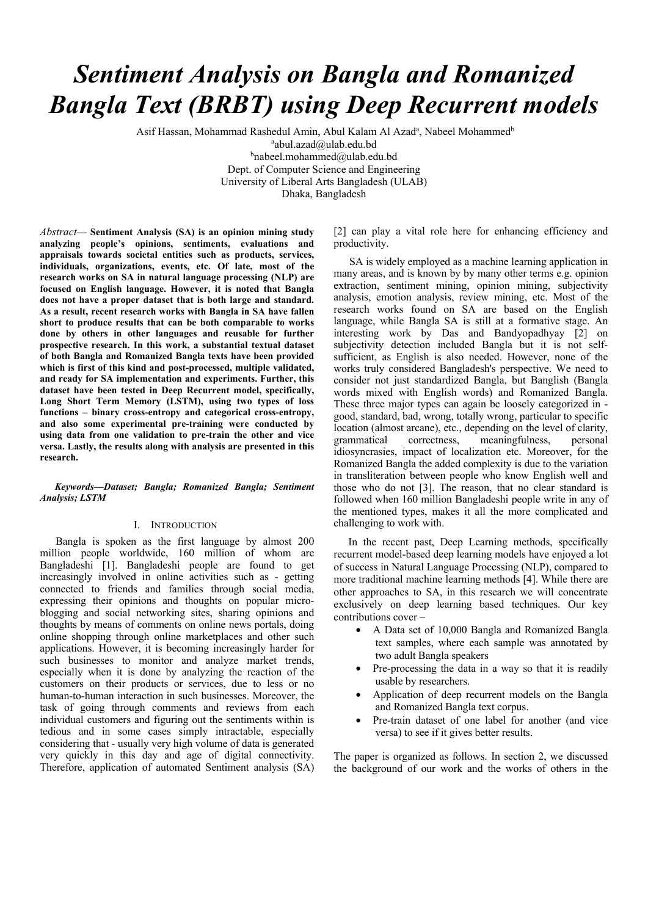# *Sentiment Analysis on Bangla and Romanized Bangla Text (BRBT) using Deep Recurrent models*

Asif Hassan, Mohammad Rashedul Amin, Abul Kalam Al Azad[a], Nabeel Mohammed[b]
[a]abul.azad@ulab.edu.bd
[b]nabeel.mohammed@ulab.edu.bd
Dept. of Computer Science and Engineering
University of Liberal Arts Bangladesh (ULAB)
Dhaka, Bangladesh

*Abstract*— **Sentiment Analysis (SA) is an opinion mining study analyzing people's opinions, sentiments, evaluations and appraisals towards societal entities such as products, services, individuals, organizations, events, etc. Of late, most of the research works on SA in natural language processing (NLP) are focused on English language. However, it is noted that Bangla does not have a proper dataset that is both large and standard. As a result, recent research works with Bangla in SA have fallen short to produce results that can be both comparable to works done by others in other languages and reusable for further prospective research. In this work, a substantial textual dataset of both Bangla and Romanized Bangla texts have been provided which is first of this kind and post-processed, multiple validated, and ready for SA implementation and experiments. Further, this dataset have been tested in Deep Recurrent model, specifically, Long Short Term Memory (LSTM), using two types of loss functions – binary cross-entropy and categorical cross-entropy, and also some experimental pre-training were conducted by using data from one validation to pre-train the other and vice versa. Lastly, the results along with analysis are presented in this research.**

***Keywords—Dataset; Bangla; Romanized Bangla; Sentiment Analysis; LSTM***

## I. Introduction

Bangla is spoken as the first language by almost 200 million people worldwide, 160 million of whom are Bangladeshi [1]. Bangladeshi people are found to get increasingly involved in online activities such as - getting connected to friends and families through social media, expressing their opinions and thoughts on popular micro-blogging and social networking sites, sharing opinions and thoughts by means of comments on online news portals, doing online shopping through online marketplaces and other such applications. However, it is becoming increasingly harder for such businesses to monitor and analyze market trends, especially when it is done by analyzing the reaction of the customers on their products or services, due to less or no human-to-human interaction in such businesses. Moreover, the task of going through comments and reviews from each individual customers and figuring out the sentiments within is tedious and in some cases simply intractable, especially considering that - usually very high volume of data is generated very quickly in this day and age of digital connectivity. Therefore, application of automated Sentiment analysis (SA) [2] can play a vital role here for enhancing efficiency and productivity.

SA is widely employed as a machine learning application in many areas, and is known by by many other terms e.g. opinion extraction, sentiment mining, opinion mining, subjectivity analysis, emotion analysis, review mining, etc. Most of the research works found on SA are based on the English language, while Bangla SA is still at a formative stage. An interesting work by Das and Bandyopadhyay [2] on subjectivity detection included Bangla but it is not self-sufficient, as English is also needed. However, none of the works truly considered Bangladesh's perspective. We need to consider not just standardized Bangla, but Banglish (Bangla words mixed with English words) and Romanized Bangla. These three major types can again be loosely categorized in - good, standard, bad, wrong, totally wrong, particular to specific location (almost arcane), etc., depending on the level of clarity, grammatical correctness, meaningfulness, personal idiosyncrasies, impact of localization etc. Moreover, for the Romanized Bangla the added complexity is due to the variation in transliteration between people who know English well and those who do not [3]. The reason, that no clear standard is followed when 160 million Bangladeshi people write in any of the mentioned types, makes it all the more complicated and challenging to work with.

In the recent past, Deep Learning methods, specifically recurrent model-based deep learning models have enjoyed a lot of success in Natural Language Processing (NLP), compared to more traditional machine learning methods [4]. While there are other approaches to SA, in this research we will concentrate exclusively on deep learning based techniques. Our key contributions cover –

- A Data set of 10,000 Bangla and Romanized Bangla text samples, where each sample was annotated by two adult Bangla speakers
- Pre-processing the data in a way so that it is readily usable by researchers.
- Application of deep recurrent models on the Bangla and Romanized Bangla text corpus.
- Pre-train dataset of one label for another (and vice versa) to see if it gives better results.

The paper is organized as follows. In section 2, we discussed the background of our work and the works of others in the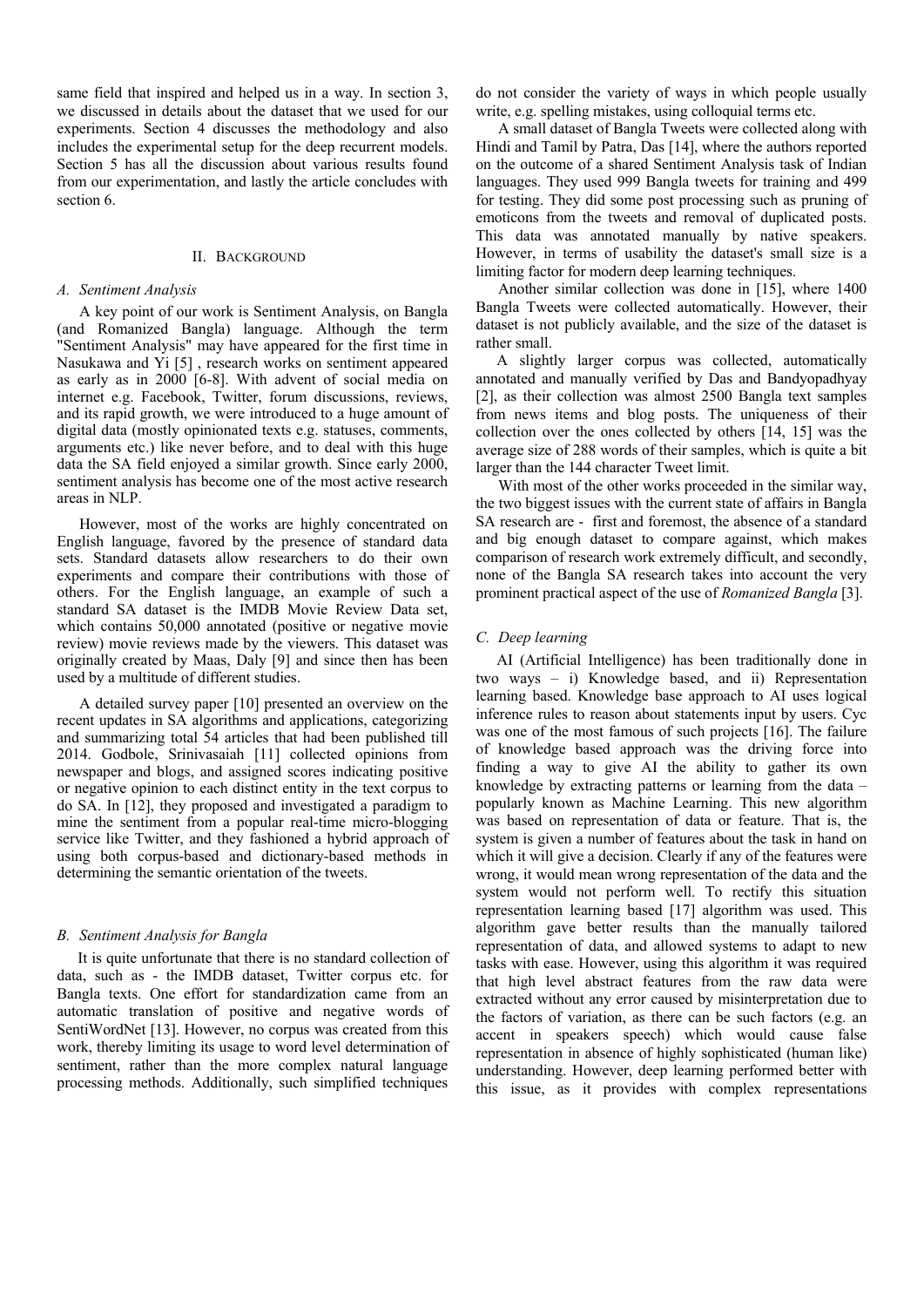same field that inspired and helped us in a way. In section 3, we discussed in details about the dataset that we used for our experiments. Section 4 discusses the methodology and also includes the experimental setup for the deep recurrent models. Section 5 has all the discussion about various results found from our experimentation, and lastly the article concludes with section 6.

## II. Background

### A. Sentiment Analysis

A key point of our work is Sentiment Analysis, on Bangla (and Romanized Bangla) language. Although the term "Sentiment Analysis" may have appeared for the first time in Nasukawa and Yi [5] , research works on sentiment appeared as early as in 2000 [6-8]. With advent of social media on internet e.g. Facebook, Twitter, forum discussions, reviews, and its rapid growth, we were introduced to a huge amount of digital data (mostly opinionated texts e.g. statuses, comments, arguments etc.) like never before, and to deal with this huge data the SA field enjoyed a similar growth. Since early 2000, sentiment analysis has become one of the most active research areas in NLP.

However, most of the works are highly concentrated on English language, favored by the presence of standard data sets. Standard datasets allow researchers to do their own experiments and compare their contributions with those of others. For the English language, an example of such a standard SA dataset is the IMDB Movie Review Data set, which contains 50,000 annotated (positive or negative movie review) movie reviews made by the viewers. This dataset was originally created by Maas, Daly [9] and since then has been used by a multitude of different studies.

A detailed survey paper [10] presented an overview on the recent updates in SA algorithms and applications, categorizing and summarizing total 54 articles that had been published till 2014. Godbole, Srinivasaiah [11] collected opinions from newspaper and blogs, and assigned scores indicating positive or negative opinion to each distinct entity in the text corpus to do SA. In [12], they proposed and investigated a paradigm to mine the sentiment from a popular real-time micro-blogging service like Twitter, and they fashioned a hybrid approach of using both corpus-based and dictionary-based methods in determining the semantic orientation of the tweets.

### B. Sentiment Analysis for Bangla

It is quite unfortunate that there is no standard collection of data, such as - the IMDB dataset, Twitter corpus etc. for Bangla texts. One effort for standardization came from an automatic translation of positive and negative words of SentiWordNet [13]. However, no corpus was created from this work, thereby limiting its usage to word level determination of sentiment, rather than the more complex natural language processing methods. Additionally, such simplified techniques do not consider the variety of ways in which people usually write, e.g. spelling mistakes, using colloquial terms etc.

A small dataset of Bangla Tweets were collected along with Hindi and Tamil by Patra, Das [14], where the authors reported on the outcome of a shared Sentiment Analysis task of Indian languages. They used 999 Bangla tweets for training and 499 for testing. They did some post processing such as pruning of emoticons from the tweets and removal of duplicated posts. This data was annotated manually by native speakers. However, in terms of usability the dataset's small size is a limiting factor for modern deep learning techniques.

Another similar collection was done in [15], where 1400 Bangla Tweets were collected automatically. However, their dataset is not publicly available, and the size of the dataset is rather small.

A slightly larger corpus was collected, automatically annotated and manually verified by Das and Bandyopadhyay [2], as their collection was almost 2500 Bangla text samples from news items and blog posts. The uniqueness of their collection over the ones collected by others [14, 15] was the average size of 288 words of their samples, which is quite a bit larger than the 144 character Tweet limit.

With most of the other works proceeded in the similar way, the two biggest issues with the current state of affairs in Bangla SA research are - first and foremost, the absence of a standard and big enough dataset to compare against, which makes comparison of research work extremely difficult, and secondly, none of the Bangla SA research takes into account the very prominent practical aspect of the use of *Romanized Bangla* [3].

### C. Deep learning

AI (Artificial Intelligence) has been traditionally done in two ways – i) Knowledge based, and ii) Representation learning based. Knowledge base approach to AI uses logical inference rules to reason about statements input by users. Cyc was one of the most famous of such projects [16]. The failure of knowledge based approach was the driving force into finding a way to give AI the ability to gather its own knowledge by extracting patterns or learning from the data – popularly known as Machine Learning. This new algorithm was based on representation of data or feature. That is, the system is given a number of features about the task in hand on which it will give a decision. Clearly if any of the features were wrong, it would mean wrong representation of the data and the system would not perform well. To rectify this situation representation learning based [17] algorithm was used. This algorithm gave better results than the manually tailored representation of data, and allowed systems to adapt to new tasks with ease. However, using this algorithm it was required that high level abstract features from the raw data were extracted without any error caused by misinterpretation due to the factors of variation, as there can be such factors (e.g. an accent in speakers speech) which would cause false representation in absence of highly sophisticated (human like) understanding. However, deep learning performed better with this issue, as it provides with complex representations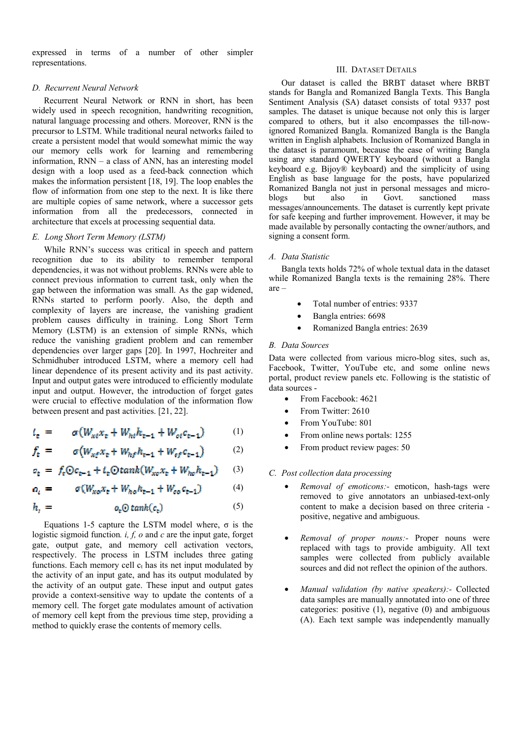expressed in terms of a number of other simpler representations.

### D. Recurrent Neural Network

Recurrent Neural Network or RNN in short, has been widely used in speech recognition, handwriting recognition, natural language processing and others. Moreover, RNN is the precursor to LSTM. While traditional neural networks failed to create a persistent model that would somewhat mimic the way our memory cells work for learning and remembering information, RNN – a class of ANN, has an interesting model design with a loop used as a feed-back connection which makes the information persistent [18, 19]. The loop enables the flow of information from one step to the next. It is like there are multiple copies of same network, where a successor gets information from all the predecessors, connected in architecture that excels at processing sequential data.

### E. Long Short Term Memory (LSTM)

While RNN's success was critical in speech and pattern recognition due to its ability to remember temporal dependencies, it was not without problems. RNNs were able to connect previous information to current task, only when the gap between the information was small. As the gap widened, RNNs started to perform poorly. Also, the depth and complexity of layers are increase, the vanishing gradient problem causes difficulty in training. Long Short Term Memory (LSTM) is an extension of simple RNNs, which reduce the vanishing gradient problem and can remember dependencies over larger gaps [20]. In 1997, Hochreiter and Schmidhuber introduced LSTM, where a memory cell had linear dependence of its present activity and its past activity. Input and output gates were introduced to efficiently modulate input and output. However, the introduction of forget gates were crucial to effective modulation of the information flow between present and past activities. [21, 22].

$$i_t = \sigma(W_{xi}x_t + W_{hi}h_{t-1} + W_{ci}c_{t-1}) \tag{1}$$

$$f_t = \sigma(W_{xf}x_t + W_{hf}h_{t-1} + W_{cf}c_{t-1}) \tag{2}$$

$$c_t = f_t \odot c_{t-1} + i_t \odot tanh(W_{xc}x_t + W_{hc}h_{t-1}) \tag{3}$$

$$o_t = \sigma(W_{xo}x_t + W_{ho}h_{t-1} + W_{co}c_{t-1}) \tag{4}$$

$$h_t = o_t \odot tanh(c_t) \tag{5}$$

Equations 1-5 capture the LSTM model where, $\sigma$ is the logistic sigmoid function. *i, f, o* and *c* are the input gate, forget gate, output gate, and memory cell activation vectors, respectively. The process in LSTM includes three gating functions. Each memory cell $c_t$ has its net input modulated by the activity of an input gate, and has its output modulated by the activity of an output gate. These input and output gates provide a context-sensitive way to update the contents of a memory cell. The forget gate modulates amount of activation of memory cell kept from the previous time step, providing a method to quickly erase the contents of memory cells.

## III. Dataset Details

Our dataset is called the BRBT dataset where BRBT stands for Bangla and Romanized Bangla Texts. This Bangla Sentiment Analysis (SA) dataset consists of total 9337 post samples. The dataset is unique because not only this is larger compared to others, but it also encompasses the till-now-ignored Romanized Bangla. Romanized Bangla is the Bangla written in English alphabets. Inclusion of Romanized Bangla in the dataset is paramount, because the ease of writing Bangla using any standard QWERTY keyboard (without a Bangla keyboard e.g. Bijoy® keyboard) and the simplicity of using English as base language for the posts, have popularized Romanized Bangla not just in personal messages and micro-blogs but also in Govt. sanctioned mass messages/announcements. The dataset is currently kept private for safe keeping and further improvement. However, it may be made available by personally contacting the owner/authors, and signing a consent form.

### A. Data Statistic

Bangla texts holds 72% of whole textual data in the dataset while Romanized Bangla texts is the remaining 28%. There are –

- Total number of entries: 9337
- Bangla entries: 6698
- Romanized Bangla entries: 2639

### B. Data Sources

Data were collected from various micro-blog sites, such as, Facebook, Twitter, YouTube etc, and some online news portal, product review panels etc. Following is the statistic of data sources -

- From Facebook: 4621
- From Twitter: 2610
- From YouTube: 801
- From online news portals: 1255
- From product review pages: 50

### C. Post collection data processing

- *Removal of emoticons:-* emoticon, hash-tags were removed to give annotators an unbiased-text-only content to make a decision based on three criteria - positive, negative and ambiguous.

- *Removal of proper nouns:-* Proper nouns were replaced with tags to provide ambiguity. All text samples were collected from publicly available sources and did not reflect the opinion of the authors.

- *Manual validation (by native speakers):-* Collected data samples are manually annotated into one of three categories: positive (1), negative (0) and ambiguous (A). Each text sample was independently manually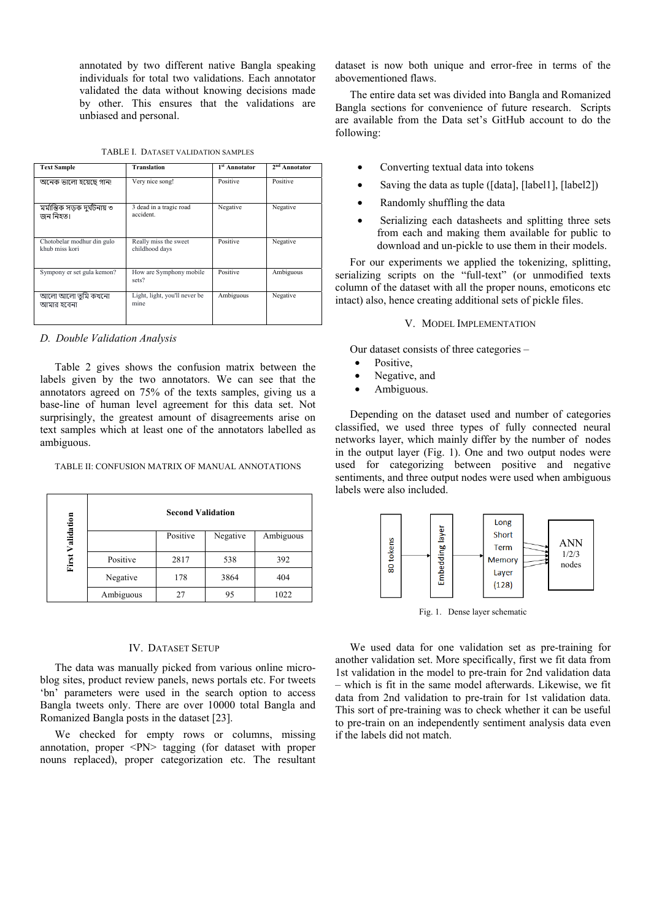annotated by two different native Bangla speaking individuals for total two validations. Each annotator validated the data without knowing decisions made by other. This ensures that the validations are unbiased and personal.

TABLE I. DATASET VALIDATION SAMPLES

| Text Sample | Translation | 1st Annotator | 2nd Annotator |
|---|---|---|---|
| অনেক ভালো হয়েছে গান! | Very nice song! | Positive | Positive |
| মর্মান্তিক সড়ক দুর্ঘটনায় ৩ জন নিহত। | 3 dead in a tragic road accident. | Negative | Negative |
| Chotobelar modhur din gulo khub miss kori | Really miss the sweet childhood days | Positive | Negative |
| Sympony er set gula kemon? | How are Symphony mobile sets? | Positive | Ambiguous |
| আলো আলো তুমি কখনো আমার হবেনা | Light, light, you'll never be mine | Ambiguous | Negative |

### D. Double Validation Analysis

Table 2 gives shows the confusion matrix between the labels given by the two annotators. We can see that the annotators agreed on 75% of the texts samples, giving us a base-line of human level agreement for this data set. Not surprisingly, the greatest amount of disagreements arise on text samples which at least one of the annotators labelled as ambiguous.

TABLE II: CONFUSION MATRIX OF MANUAL ANNOTATIONS

| First Validation | Second Validation | | |
|---|---|---|---|
| | Positive | Negative | Ambiguous |
| Positive | 2817 | 538 | 392 |
| Negative | 178 | 3864 | 404 |
| Ambiguous | 27 | 95 | 1022 |

## IV. Dataset Setup

The data was manually picked from various online micro-blog sites, product review panels, news portals etc. For tweets 'bn' parameters were used in the search option to access Bangla tweets only. There are over 10000 total Bangla and Romanized Bangla posts in the dataset [23].

We checked for empty rows or columns, missing annotation, proper <PN> tagging (for dataset with proper nouns replaced), proper categorization etc. The resultant dataset is now both unique and error-free in terms of the abovementioned flaws.

The entire data set was divided into Bangla and Romanized Bangla sections for convenience of future research. Scripts are available from the Data set's GitHub account to do the following:

- Converting textual data into tokens
- Saving the data as tuple ([data], [label1], [label2])
- Randomly shuffling the data
- Serializing each datasheets and splitting three sets from each and making them available for public to download and un-pickle to use them in their models.

For our experiments we applied the tokenizing, splitting, serializing scripts on the "full-text" (or unmodified texts column of the dataset with all the proper nouns, emoticons etc intact) also, hence creating additional sets of pickle files.

## V. Model Implementation

Our dataset consists of three categories –

- Positive,
- Negative, and
- Ambiguous.

Depending on the dataset used and number of categories classified, we used three types of fully connected neural networks layer, which mainly differ by the number of nodes in the output layer (Fig. 1). One and two output nodes were used for categorizing between positive and negative sentiments, and three output nodes were used when ambiguous labels were also included.

80 tokens → Embedding layer → Long Short Term Memory Layer (128) → ANN 1/2/3 nodes

Fig. 1. Dense layer schematic

We used data for one validation set as pre-training for another validation set. More specifically, first we fit data from 1st validation in the model to pre-train for 2nd validation data – which is fit in the same model afterwards. Likewise, we fit data from 2nd validation to pre-train for 1st validation data. This sort of pre-training was to check whether it can be useful to pre-train on an independently sentiment analysis data even if the labels did not match.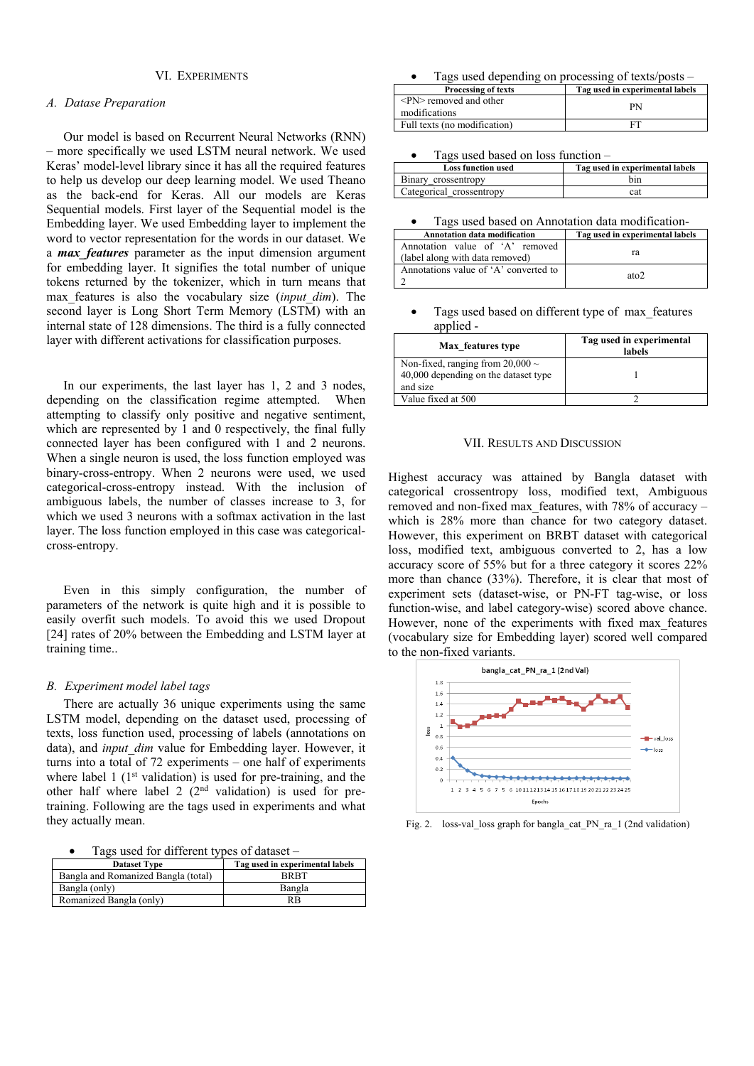## VI. EXPERIMENTS

### A. Datase Preparation

Our model is based on Recurrent Neural Networks (RNN) – more specifically we used LSTM neural network. We used Keras' model-level library since it has all the required features to help us develop our deep learning model. We used Theano as the back-end for Keras. All our models are Keras Sequential models. First layer of the Sequential model is the Embedding layer. We used Embedding layer to implement the word to vector representation for the words in our dataset. We a ***max_features*** parameter as the input dimension argument for embedding layer. It signifies the total number of unique tokens returned by the tokenizer, which in turn means that max_features is also the vocabulary size (*input_dim*). The second layer is Long Short Term Memory (LSTM) with an internal state of 128 dimensions. The third is a fully connected layer with different activations for classification purposes.

In our experiments, the last layer has 1, 2 and 3 nodes, depending on the classification regime attempted. When attempting to classify only positive and negative sentiment, which are represented by 1 and 0 respectively, the final fully connected layer has been configured with 1 and 2 neurons. When a single neuron is used, the loss function employed was binary-cross-entropy. When 2 neurons were used, we used categorical-cross-entropy instead. With the inclusion of ambiguous labels, the number of classes increase to 3, for which we used 3 neurons with a softmax activation in the last layer. The loss function employed in this case was categorical-cross-entropy.

Even in this simply configuration, the number of parameters of the network is quite high and it is possible to easily overfit such models. To avoid this we used Dropout [24] rates of 20% between the Embedding and LSTM layer at training time..

### B. Experiment model label tags

There are actually 36 unique experiments using the same LSTM model, depending on the dataset used, processing of texts, loss function used, processing of labels (annotations on data), and *input_dim* value for Embedding layer. However, it turns into a total of 72 experiments – one half of experiments where label 1 (1st validation) is used for pre-training, and the other half where label 2 (2nd validation) is used for pre-training. Following are the tags used in experiments and what they actually mean.

- Tags used for different types of dataset –

| Dataset Type | Tag used in experimental labels |
|---|---|
| Bangla and Romanized Bangla (total) | BRBT |
| Bangla (only) | Bangla |
| Romanized Bangla (only) | RB |

- Tags used depending on processing of texts/posts –

| Processing of texts | Tag used in experimental labels |
|---|---|
| <PN> removed and other modifications | PN |
| Full texts (no modification) | FT |

- Tags used based on loss function –

| Loss function used | Tag used in experimental labels |
|---|---|
| Binary_crossentropy | bin |
| Categorical_crossentropy | cat |

- Tags used based on Annotation data modification-

| Annotation data modification | Tag used in experimental labels |
|---|---|
| Annotation value of 'A' removed (label along with data removed) | ra |
| Annotations value of 'A' converted to 2 | ato2 |

- Tags used based on different type of max_features applied -

| Max_features type | Tag used in experimental labels |
|---|---|
| Non-fixed, ranging from 20,000 ~ 40,000 depending on the dataset type and size | 1 |
| Value fixed at 500 | 2 |

## VII. RESULTS AND DISCUSSION

Highest accuracy was attained by Bangla dataset with categorical crossentropy loss, modified text, Ambiguous removed and non-fixed max_features, with 78% of accuracy – which is 28% more than chance for two category dataset. However, this experiment on BRBT dataset with categorical loss, modified text, ambiguous converted to 2, has a low accuracy score of 55% but for a three category it scores 22% more than chance (33%). Therefore, it is clear that most of experiment sets (dataset-wise, or PN-FT tag-wise, or loss function-wise, and label category-wise) scored above chance. However, none of the experiments with fixed max_features (vocabulary size for Embedding layer) scored well compared to the non-fixed variants.

Fig. 2. loss-val_loss graph for bangla_cat_PN_ra_1 (2nd validation)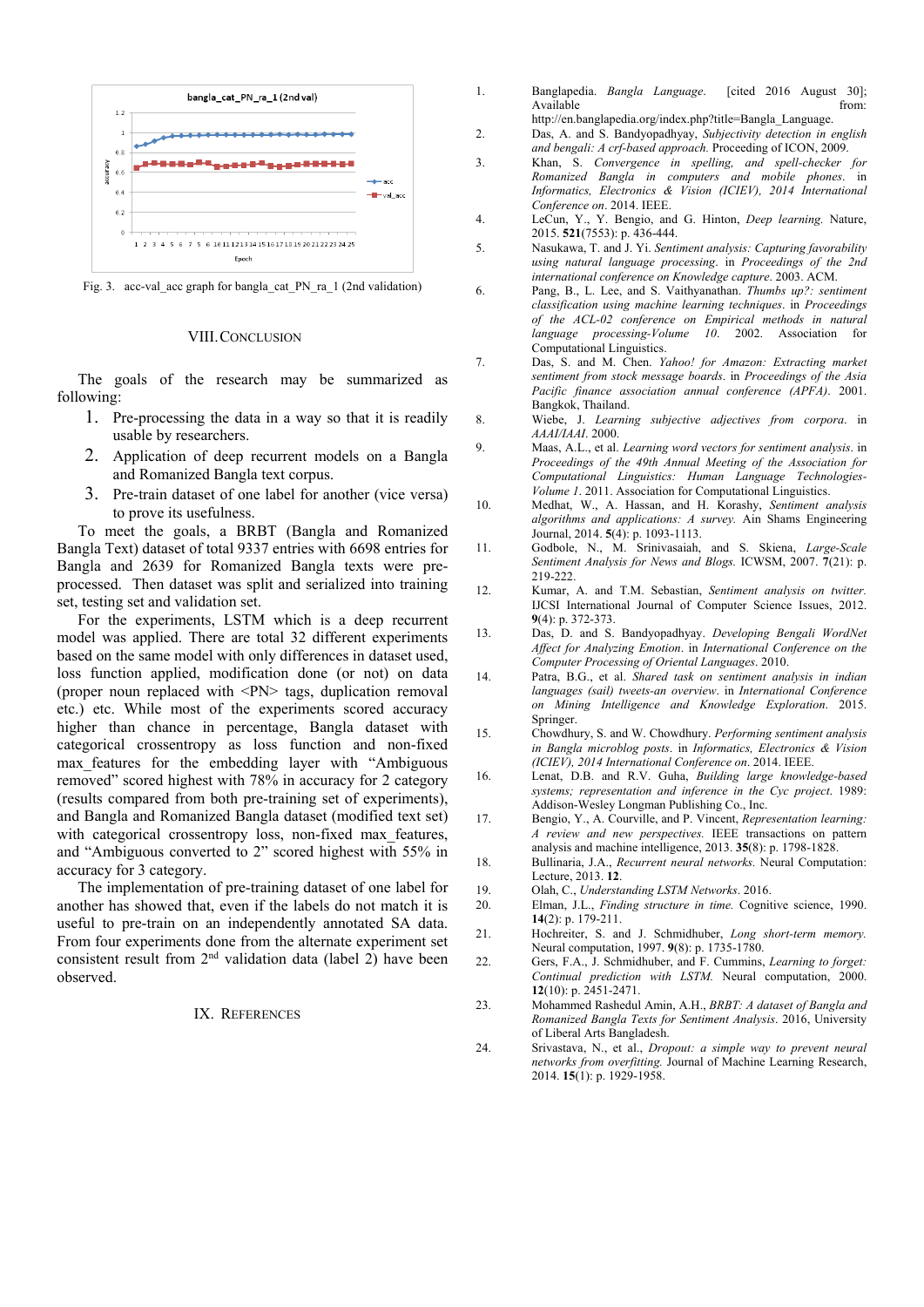bangla_cat_PN_ra_1 (2nd val)

1.2
1
0.8
0.6
0.4
0.2
0

accuracy

1 2 3 4 5 6 7 8 9 10 11 12 13 14 15 16 17 18 19 20 21 22 23 24 25

Epoch

acc
val_acc

Fig. 3. acc-val_acc graph for bangla_cat_PN_ra_1 (2nd validation)

## VIII. Conclusion

The goals of the research may be summarized as following:

1. Pre-processing the data in a way so that it is readily usable by researchers.
2. Application of deep recurrent models on a Bangla and Romanized Bangla text corpus.
3. Pre-train dataset of one label for another (vice versa) to prove its usefulness.

To meet the goals, a BRBT (Bangla and Romanized Bangla Text) dataset of total 9337 entries with 6698 entries for Bangla and 2639 for Romanized Bangla texts were pre-processed. Then dataset was split and serialized into training set, testing set and validation set.

For the experiments, LSTM which is a deep recurrent model was applied. There are total 32 different experiments based on the same model with only differences in dataset used, loss function applied, modification done (or not) on data (proper noun replaced with <PN> tags, duplication removal etc.) etc. While most of the experiments scored accuracy higher than chance in percentage, Bangla dataset with categorical crossentropy as loss function and non-fixed max_features for the embedding layer with "Ambiguous removed" scored highest with 78% in accuracy for 2 category (results compared from both pre-training set of experiments), and Bangla and Romanized Bangla dataset (modified text set) with categorical crossentropy loss, non-fixed max_features, and "Ambiguous converted to 2" scored highest with 55% in accuracy for 3 category.

The implementation of pre-training dataset of one label for another has showed that, even if the labels do not match it is useful to pre-train on an independently annotated SA data. From four experiments done from the alternate experiment set consistent result from 2nd validation data (label 2) have been observed.

## IX. References

1. Banglapedia. *Bangla Language*. [cited 2016 August 30]; Available from: http://en.banglapedia.org/index.php?title=Bangla_Language.
2. Das, A. and S. Bandyopadhyay, *Subjectivity detection in english and bengali: A crf-based approach.* Proceeding of ICON, 2009.
3. Khan, S. *Convergence in spelling, and spell-checker for Romanized Bangla in computers and mobile phones*. in *Informatics, Electronics & Vision (ICIEV), 2014 International Conference on*. 2014. IEEE.
4. LeCun, Y., Y. Bengio, and G. Hinton, *Deep learning.* Nature, 2015. **521**(7553): p. 436-444.
5. Nasukawa, T. and J. Yi. *Sentiment analysis: Capturing favorability using natural language processing*. in *Proceedings of the 2nd international conference on Knowledge capture*. 2003. ACM.
6. Pang, B., L. Lee, and S. Vaithyanathan. *Thumbs up?: sentiment classification using machine learning techniques*. in *Proceedings of the ACL-02 conference on Empirical methods in natural language processing-Volume 10*. 2002. Association for Computational Linguistics.
7. Das, S. and M. Chen. *Yahoo! for Amazon: Extracting market sentiment from stock message boards*. in *Proceedings of the Asia Pacific finance association annual conference (APFA)*. 2001. Bangkok, Thailand.
8. Wiebe, J. *Learning subjective adjectives from corpora*. in *AAAI/IAAI*. 2000.
9. Maas, A.L., et al. *Learning word vectors for sentiment analysis*. in *Proceedings of the 49th Annual Meeting of the Association for Computational Linguistics: Human Language Technologies-Volume 1*. 2011. Association for Computational Linguistics.
10. Medhat, W., A. Hassan, and H. Korashy, *Sentiment analysis algorithms and applications: A survey.* Ain Shams Engineering Journal, 2014. **5**(4): p. 1093-1113.
11. Godbole, N., M. Srinivasaiah, and S. Skiena, *Large-Scale Sentiment Analysis for News and Blogs.* ICWSM, 2007. **7**(21): p. 219-222.
12. Kumar, A. and T.M. Sebastian, *Sentiment analysis on twitter.* IJCSI International Journal of Computer Science Issues, 2012. **9**(4): p. 372-373.
13. Das, D. and S. Bandyopadhyay. *Developing Bengali WordNet Affect for Analyzing Emotion*. in *International Conference on the Computer Processing of Oriental Languages*. 2010.
14. Patra, B.G., et al. *Shared task on sentiment analysis in indian languages (sail) tweets-an overview*. in *International Conference on Mining Intelligence and Knowledge Exploration*. 2015. Springer.
15. Chowdhury, S. and W. Chowdhury. *Performing sentiment analysis in Bangla microblog posts*. in *Informatics, Electronics & Vision (ICIEV), 2014 International Conference on*. 2014. IEEE.
16. Lenat, D.B. and R.V. Guha, *Building large knowledge-based systems; representation and inference in the Cyc project*. 1989: Addison-Wesley Longman Publishing Co., Inc.
17. Bengio, Y., A. Courville, and P. Vincent, *Representation learning: A review and new perspectives.* IEEE transactions on pattern analysis and machine intelligence, 2013. **35**(8): p. 1798-1828.
18. Bullinaria, J.A., *Recurrent neural networks.* Neural Computation: Lecture, 2013. **12**.
19. Olah, C., *Understanding LSTM Networks*. 2016.
20. Elman, J.L., *Finding structure in time.* Cognitive science, 1990. **14**(2): p. 179-211.
21. Hochreiter, S. and J. Schmidhuber, *Long short-term memory.* Neural computation, 1997. **9**(8): p. 1735-1780.
22. Gers, F.A., J. Schmidhuber, and F. Cummins, *Learning to forget: Continual prediction with LSTM.* Neural computation, 2000. **12**(10): p. 2451-2471.
23. Mohammed Rashedul Amin, A.H., *BRBT: A dataset of Bangla and Romanized Bangla Texts for Sentiment Analysis*. 2016, University of Liberal Arts Bangladesh.
24. Srivastava, N., et al., *Dropout: a simple way to prevent neural networks from overfitting.* Journal of Machine Learning Research, 2014. **15**(1): p. 1929-1958.